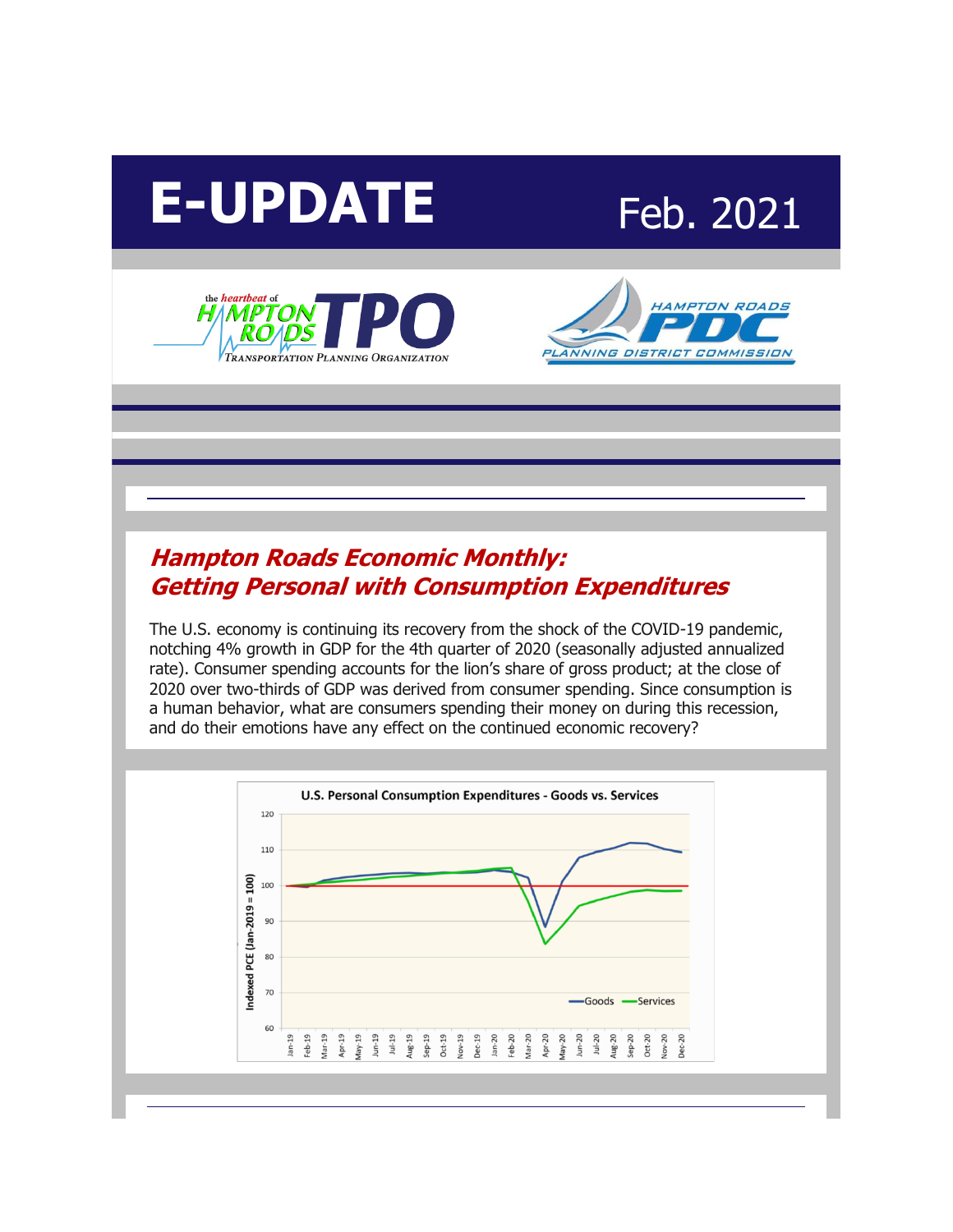# E-UPDATE

Feb. 2021

## Hampton Roads Economic Monthly: Getting Personal with Consumption Expenditures

The U.S. economy is continuing its recovery from the shock of the COVID-19 pandemic, notching 4% growth in GDP for the 4th quarter of 2020 (seasonally adjusted annualized rate). Consumer spending accounts for the lion's share of gross product; at the close of 2020 over two-thirds of GDP was derived from consumer spending. Since consumption is a human behavior, what are consumers spending their money on during this recession, and do their emotions have any effect on the continued economic recovery?

U.S. Personal Consumption Expenditures - Goods vs. Services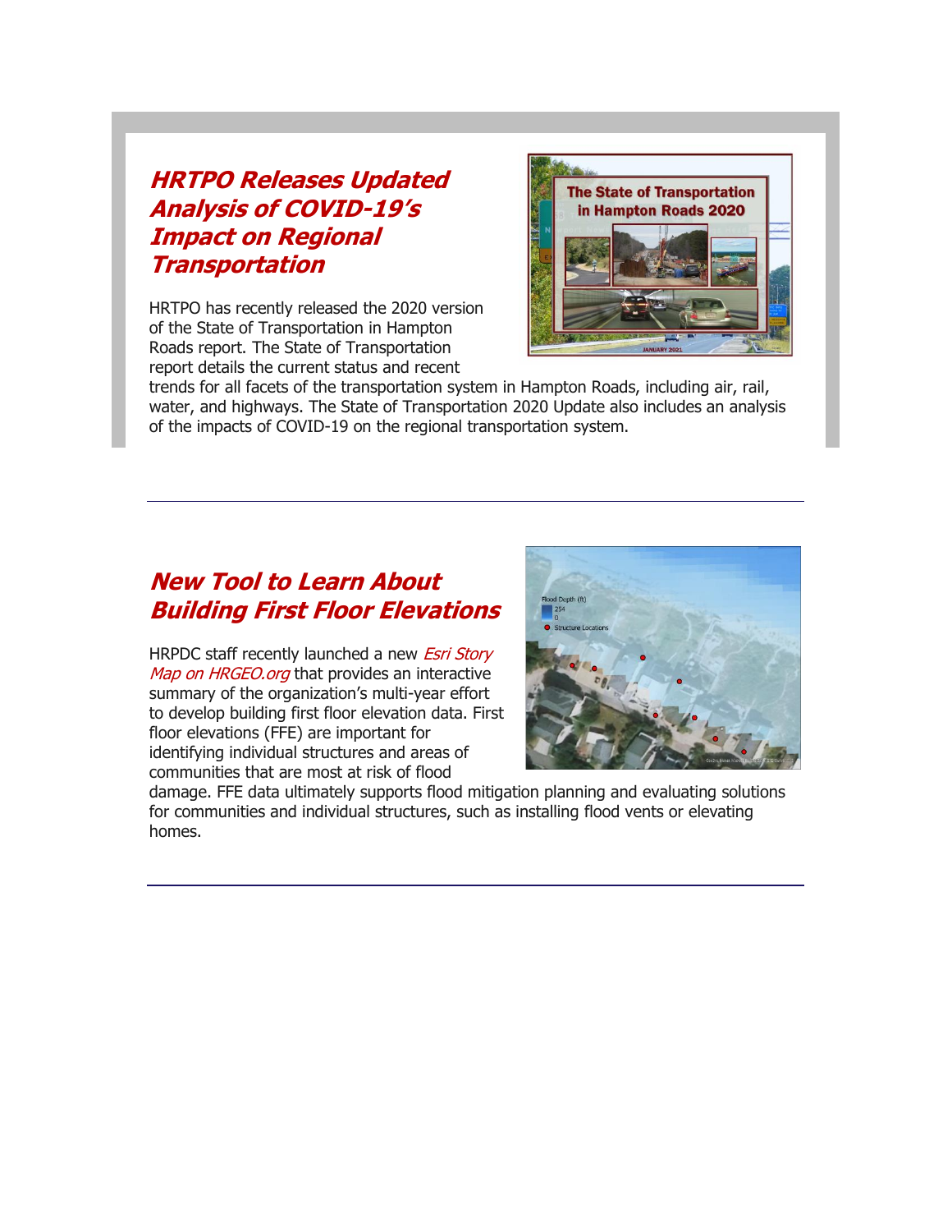## *HRTPO Releases Updated Analysis of COVID-19's Impact on Regional Transportation*

HRTPO has recently released the 2020 version of the State of Transportation in Hampton Roads report. The State of Transportation report details the current status and recent trends for all facets of the transportation system in Hampton Roads, including air, rail, water, and highways. The State of Transportation 2020 Update also includes an analysis of the impacts of COVID-19 on the regional transportation system.

---

## *New Tool to Learn About Building First Floor Elevations*

HRPDC staff recently launched a new *Esri Story Map on HRGEO.org* that provides an interactive summary of the organization's multi-year effort to develop building first floor elevation data. First floor elevations (FFE) are important for identifying individual structures and areas of communities that are most at risk of flood damage. FFE data ultimately supports flood mitigation planning and evaluating solutions for communities and individual structures, such as installing flood vents or elevating homes.

---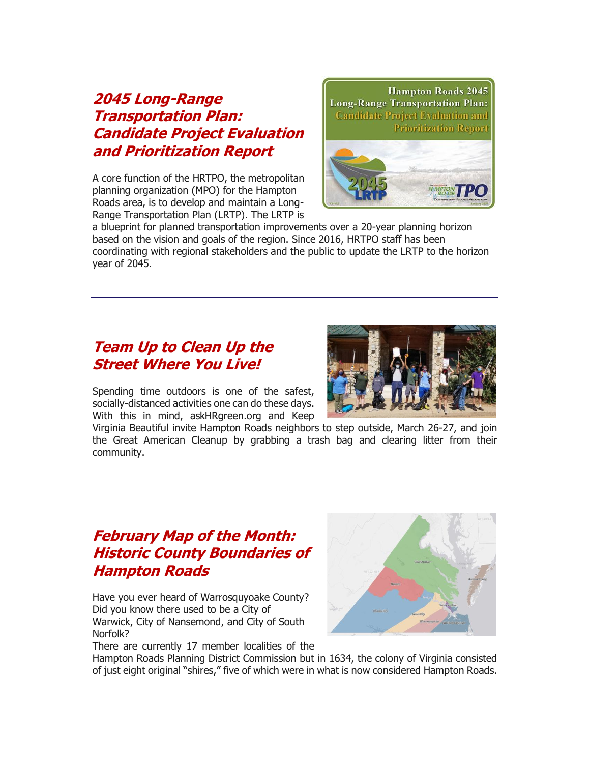## *2045 Long-Range Transportation Plan: Candidate Project Evaluation and Prioritization Report*

A core function of the HRTPO, the metropolitan planning organization (MPO) for the Hampton Roads area, is to develop and maintain a Long-Range Transportation Plan (LRTP). The LRTP is a blueprint for planned transportation improvements over a 20-year planning horizon based on the vision and goals of the region. Since 2016, HRTPO staff has been coordinating with regional stakeholders and the public to update the LRTP to the horizon year of 2045.

---

## *Team Up to Clean Up the Street Where You Live!*

Spending time outdoors is one of the safest, socially-distanced activities one can do these days. With this in mind, askHRgreen.org and Keep Virginia Beautiful invite Hampton Roads neighbors to step outside, March 26-27, and join the Great American Cleanup by grabbing a trash bag and clearing litter from their community.

---

## *February Map of the Month: Historic County Boundaries of Hampton Roads*

Have you ever heard of Warrosquyoake County? Did you know there used to be a City of Warwick, City of Nansemond, and City of South Norfolk?

There are currently 17 member localities of the Hampton Roads Planning District Commission but in 1634, the colony of Virginia consisted of just eight original "shires," five of which were in what is now considered Hampton Roads.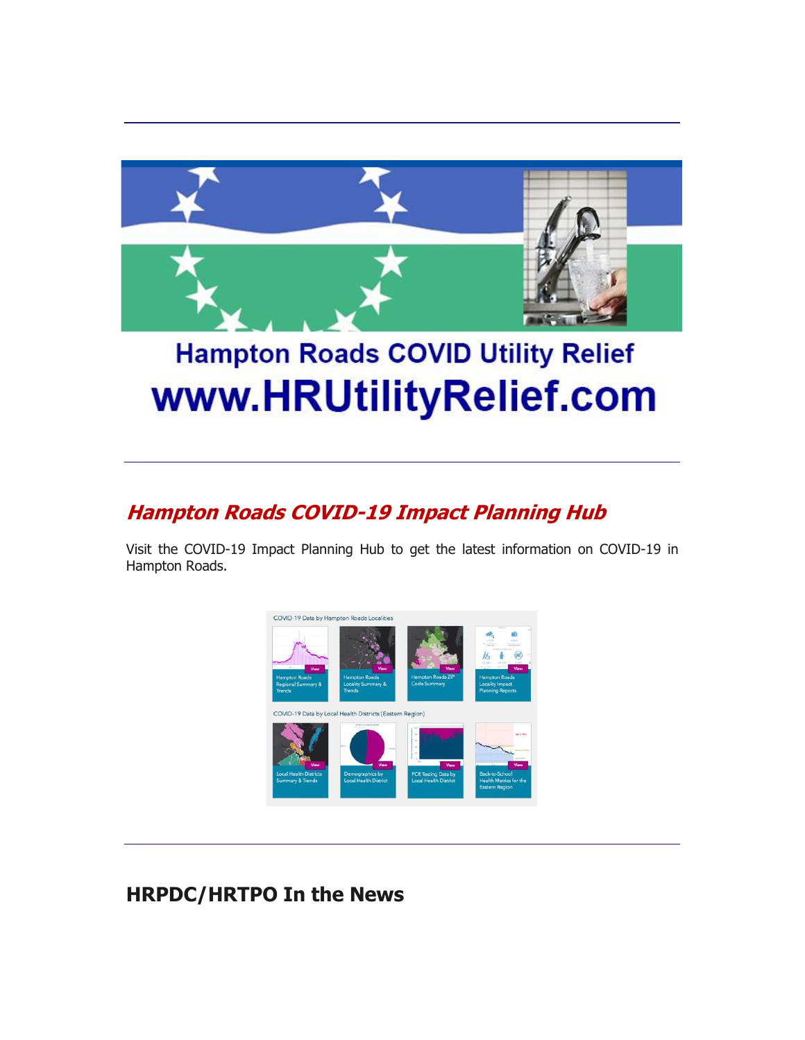---

Hampton Roads COVID Utility Relief

www.HRUtilityRelief.com

---

## *Hampton Roads COVID-19 Impact Planning Hub*

Visit the COVID-19 Impact Planning Hub to get the latest information on COVID-19 in Hampton Roads.

---

## HRPDC/HRTPO In the News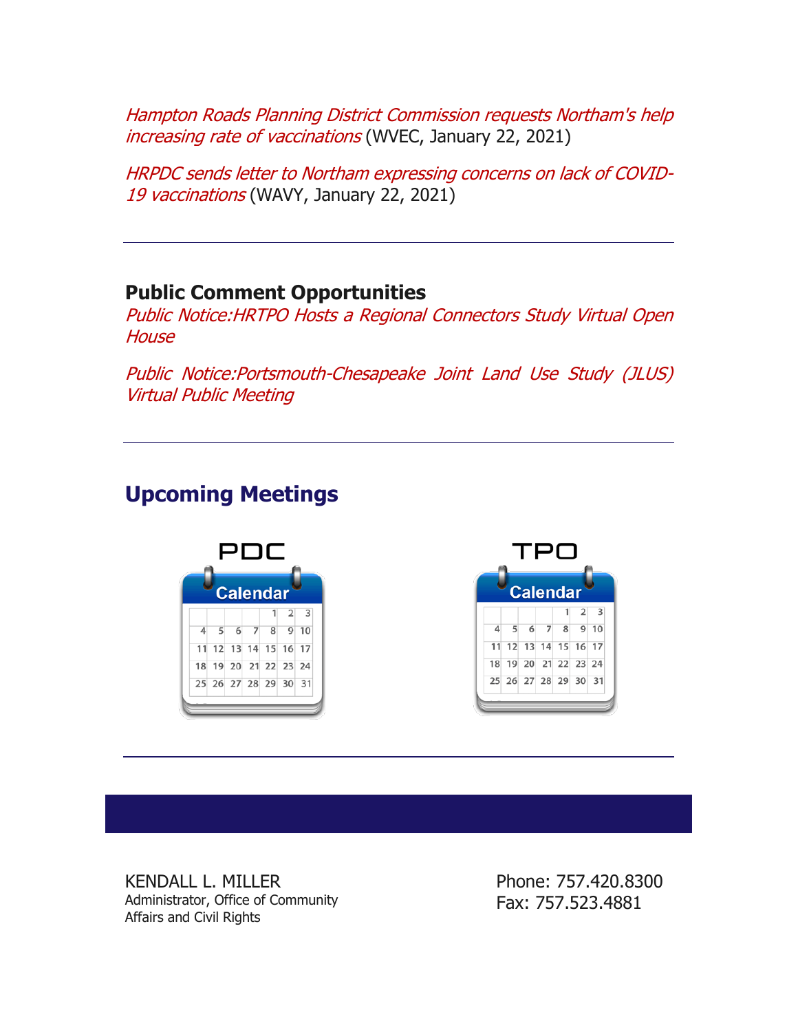*Hampton Roads Planning District Commission requests Northam's help increasing rate of vaccinations* (WVEC, January 22, 2021)

*HRPDC sends letter to Northam expressing concerns on lack of COVID-19 vaccinations* (WAVY, January 22, 2021)

---

**Public Comment Opportunities**

*Public Notice:HRTPO Hosts a Regional Connectors Study Virtual Open House*

*Public Notice:Portsmouth-Chesapeake Joint Land Use Study (JLUS) Virtual Public Meeting*

---

## Upcoming Meetings

PDC

TPO

---

KENDALL L. MILLER
Administrator, Office of Community Affairs and Civil Rights

Phone: 757.420.8300
Fax: 757.523.4881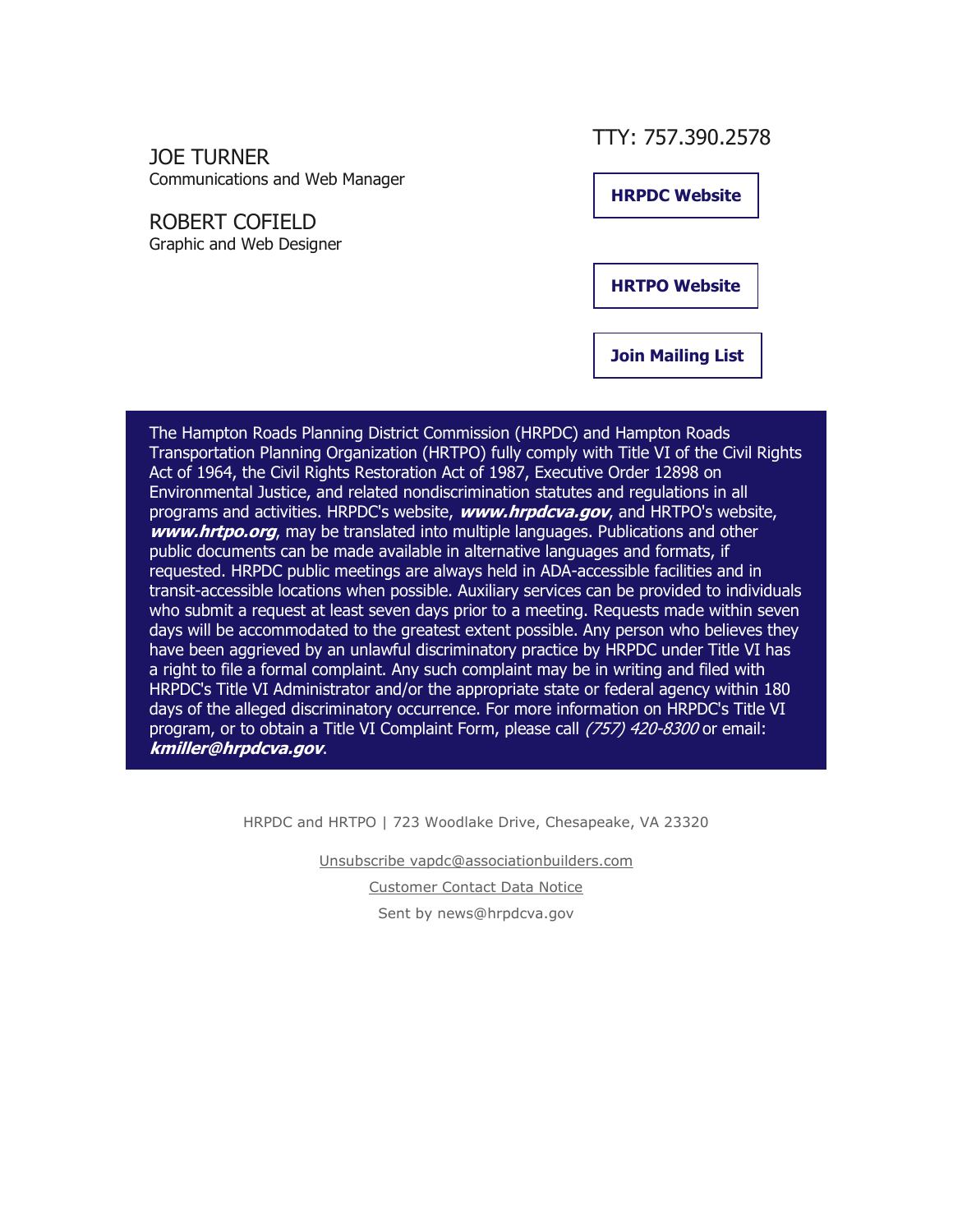JOE TURNER
Communications and Web Manager

ROBERT COFIELD
Graphic and Web Designer

TTY: 757.390.2578

**HRPDC Website**

**HRTPO Website**

**Join Mailing List**

The Hampton Roads Planning District Commission (HRPDC) and Hampton Roads Transportation Planning Organization (HRTPO) fully comply with Title VI of the Civil Rights Act of 1964, the Civil Rights Restoration Act of 1987, Executive Order 12898 on Environmental Justice, and related nondiscrimination statutes and regulations in all programs and activities. HRPDC's website, ***www.hrpdcva.gov***, and HRTPO's website, ***www.hrtpo.org***, may be translated into multiple languages. Publications and other public documents can be made available in alternative languages and formats, if requested. HRPDC public meetings are always held in ADA-accessible facilities and in transit-accessible locations when possible. Auxiliary services can be provided to individuals who submit a request at least seven days prior to a meeting. Requests made within seven days will be accommodated to the greatest extent possible. Any person who believes they have been aggrieved by an unlawful discriminatory practice by HRPDC under Title VI has a right to file a formal complaint. Any such complaint may be in writing and filed with HRPDC's Title VI Administrator and/or the appropriate state or federal agency within 180 days of the alleged discriminatory occurrence. For more information on HRPDC's Title VI program, or to obtain a Title VI Complaint Form, please call *(757) 420-8300* or email: ***kmiller@hrpdcva.gov***.

HRPDC and HRTPO | 723 Woodlake Drive, Chesapeake, VA 23320

Unsubscribe vapdc@associationbuilders.com

Customer Contact Data Notice

Sent by news@hrpdcva.gov